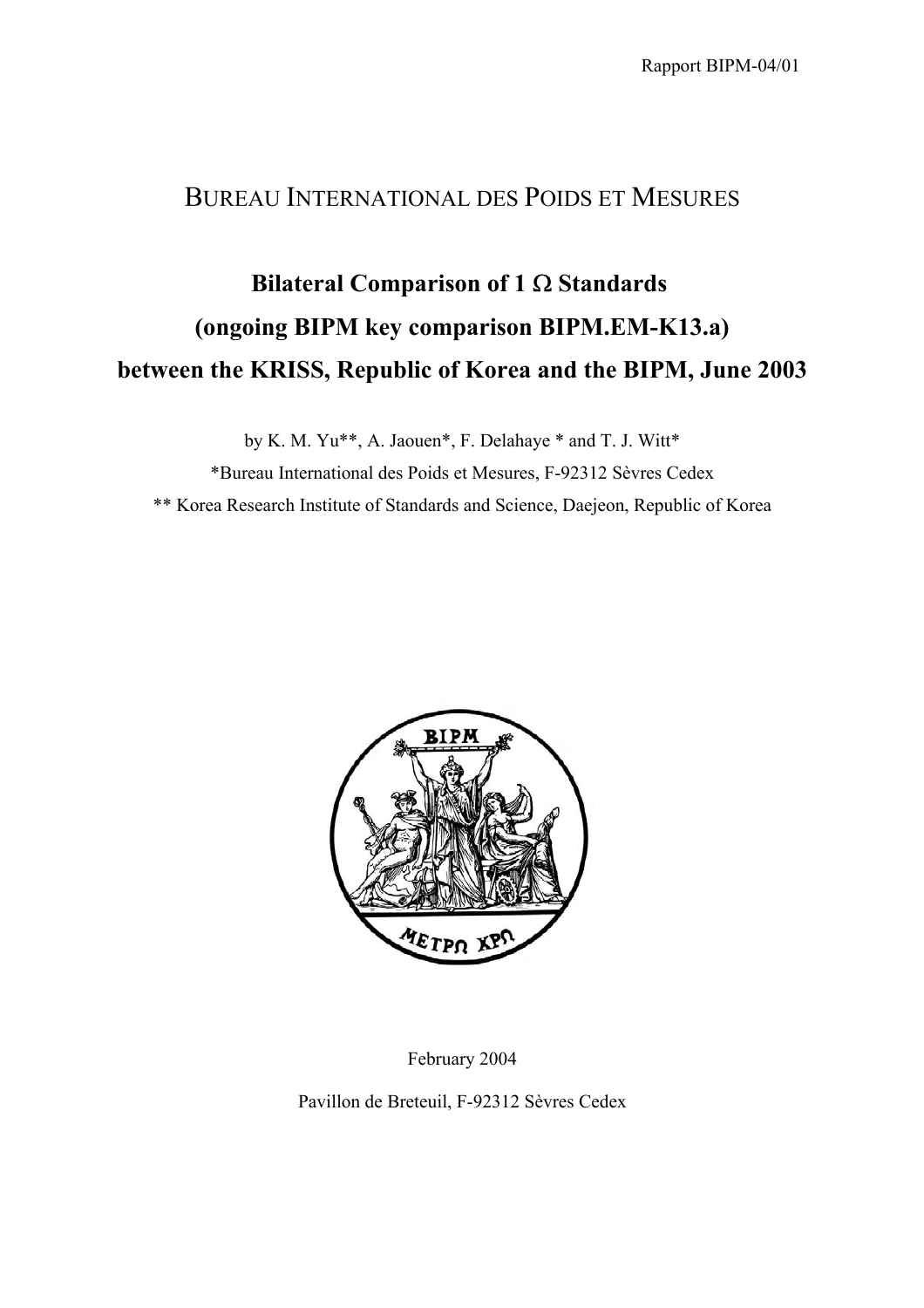Rapport BIPM-04/01

BUREAU INTERNATIONAL DES POIDS ET MESURES

# Bilateral Comparison of 1 Ω Standards (ongoing BIPM key comparison BIPM.EM-K13.a) between the KRISS, Republic of Korea and the BIPM, June 2003

by K. M. Yu**, A. Jaouen*, F. Delahaye * and T. J. Witt*

*Bureau International des Poids et Mesures, F-92312 Sèvres Cedex

** Korea Research Institute of Standards and Science, Daejeon, Republic of Korea

February 2004

Pavillon de Breteuil, F-92312 Sèvres Cedex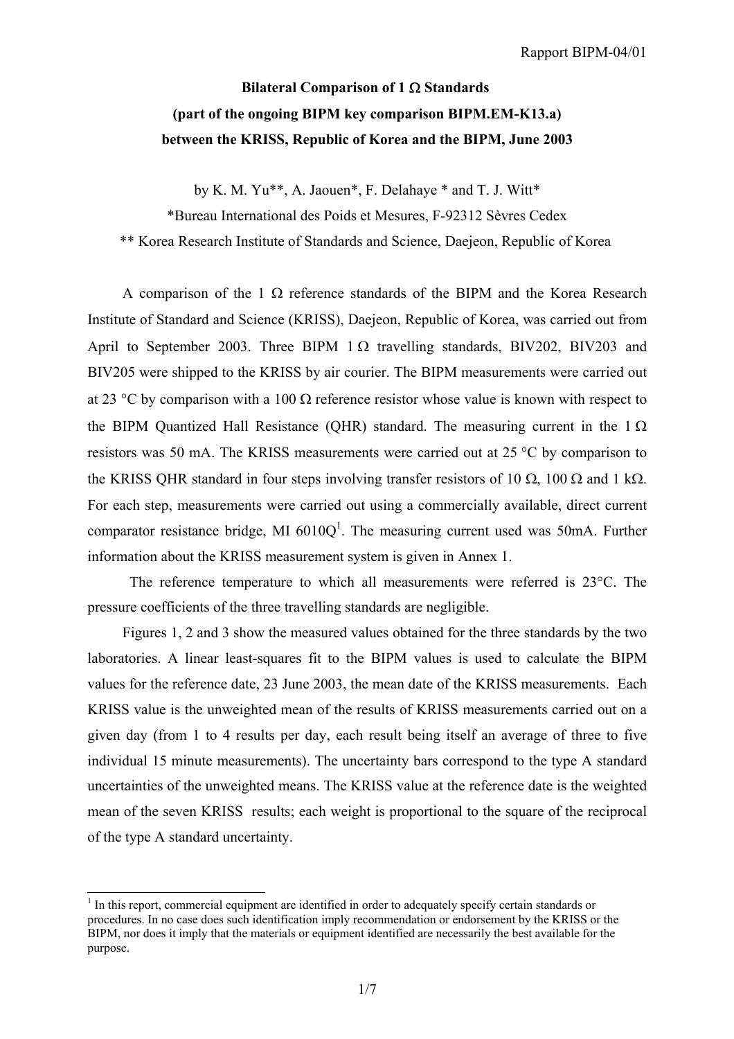**Bilateral Comparison of 1 Ω Standards**

**(part of the ongoing BIPM key comparison BIPM.EM-K13.a)**

**between the KRISS, Republic of Korea and the BIPM, June 2003**

by K. M. Yu**, A. Jaouen*, F. Delahaye * and T. J. Witt*

*Bureau International des Poids et Mesures, F-92312 Sèvres Cedex

** Korea Research Institute of Standards and Science, Daejeon, Republic of Korea

A comparison of the 1 Ω reference standards of the BIPM and the Korea Research Institute of Standard and Science (KRISS), Daejeon, Republic of Korea, was carried out from April to September 2003. Three BIPM 1 Ω travelling standards, BIV202, BIV203 and BIV205 were shipped to the KRISS by air courier. The BIPM measurements were carried out at 23 °C by comparison with a 100 Ω reference resistor whose value is known with respect to the BIPM Quantized Hall Resistance (QHR) standard. The measuring current in the 1 Ω resistors was 50 mA. The KRISS measurements were carried out at 25 °C by comparison to the KRISS QHR standard in four steps involving transfer resistors of 10 Ω, 100 Ω and 1 kΩ. For each step, measurements were carried out using a commercially available, direct current comparator resistance bridge, MI 6010Q[1]. The measuring current used was 50mA. Further information about the KRISS measurement system is given in Annex 1.

The reference temperature to which all measurements were referred is 23°C. The pressure coefficients of the three travelling standards are negligible.

Figures 1, 2 and 3 show the measured values obtained for the three standards by the two laboratories. A linear least-squares fit to the BIPM values is used to calculate the BIPM values for the reference date, 23 June 2003, the mean date of the KRISS measurements. Each KRISS value is the unweighted mean of the results of KRISS measurements carried out on a given day (from 1 to 4 results per day, each result being itself an average of three to five individual 15 minute measurements). The uncertainty bars correspond to the type A standard uncertainties of the unweighted means. The KRISS value at the reference date is the weighted mean of the seven KRISS results; each weight is proportional to the square of the reciprocal of the type A standard uncertainty.

[1] In this report, commercial equipment are identified in order to adequately specify certain standards or procedures. In no case does such identification imply recommendation or endorsement by the KRISS or the BIPM, nor does it imply that the materials or equipment identified are necessarily the best available for the purpose.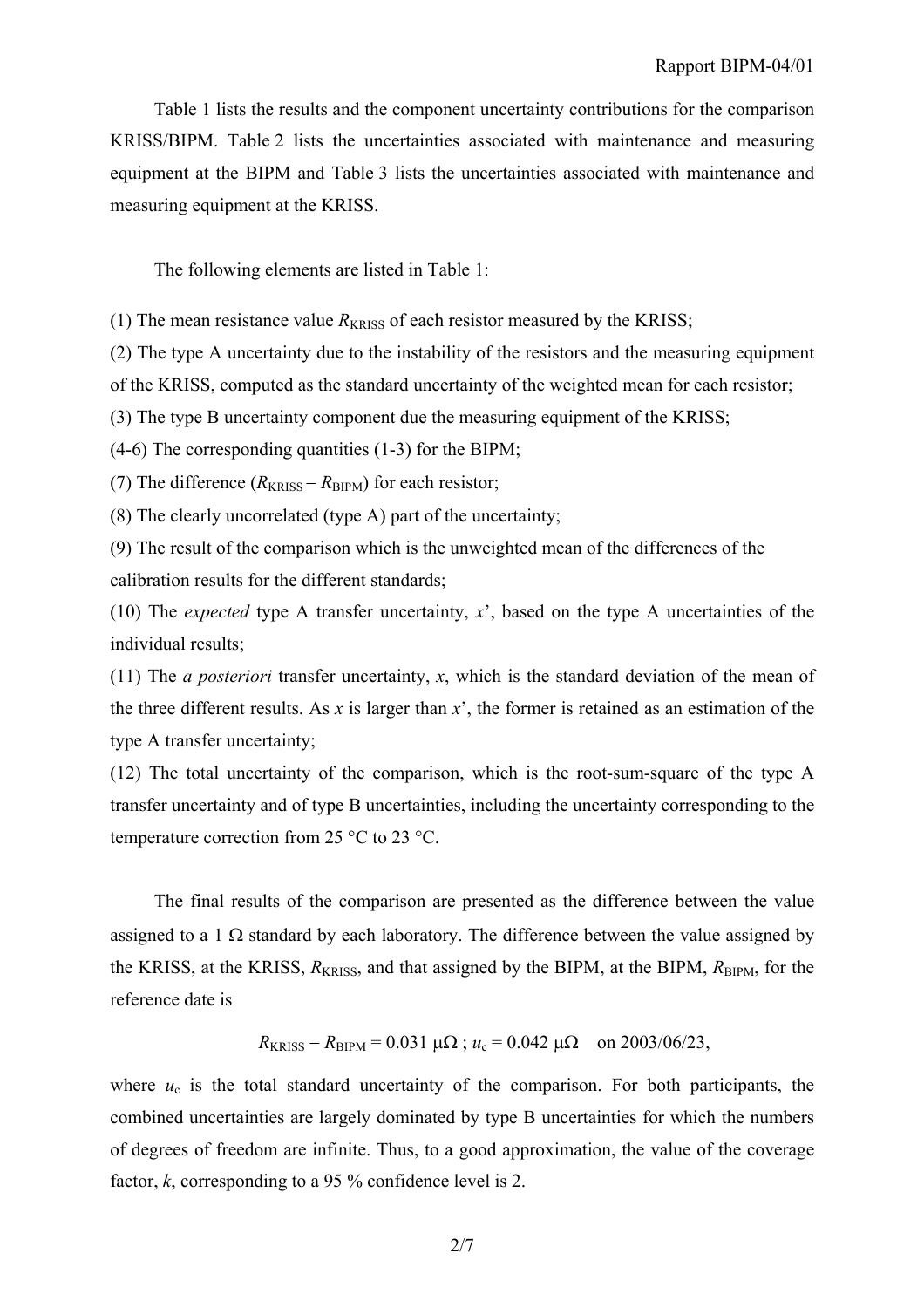Table 1 lists the results and the component uncertainty contributions for the comparison KRISS/BIPM. Table 2 lists the uncertainties associated with maintenance and measuring equipment at the BIPM and Table 3 lists the uncertainties associated with maintenance and measuring equipment at the KRISS.

The following elements are listed in Table 1:

(1) The mean resistance value $R_{KRISS}$ of each resistor measured by the KRISS;

(2) The type A uncertainty due to the instability of the resistors and the measuring equipment of the KRISS, computed as the standard uncertainty of the weighted mean for each resistor;

(3) The type B uncertainty component due the measuring equipment of the KRISS;

(4-6) The corresponding quantities (1-3) for the BIPM;

(7) The difference ($R_{KRISS} - R_{BIPM}$) for each resistor;

(8) The clearly uncorrelated (type A) part of the uncertainty;

(9) The result of the comparison which is the unweighted mean of the differences of the calibration results for the different standards;

(10) The *expected* type A transfer uncertainty, $x'$, based on the type A uncertainties of the individual results;

(11) The *a posteriori* transfer uncertainty, $x$, which is the standard deviation of the mean of the three different results. As $x$ is larger than $x'$, the former is retained as an estimation of the type A transfer uncertainty;

(12) The total uncertainty of the comparison, which is the root-sum-square of the type A transfer uncertainty and of type B uncertainties, including the uncertainty corresponding to the temperature correction from 25 °C to 23 °C.

The final results of the comparison are presented as the difference between the value assigned to a 1 Ω standard by each laboratory. The difference between the value assigned by the KRISS, at the KRISS, $R_{KRISS}$, and that assigned by the BIPM, at the BIPM, $R_{BIPM}$, for the reference date is

$$R_{KRISS} - R_{BIPM} = 0.031\ \mu\Omega\ ;\ u_c = 0.042\ \mu\Omega \quad \text{on 2003/06/23,}$$

where $u_c$ is the total standard uncertainty of the comparison. For both participants, the combined uncertainties are largely dominated by type B uncertainties for which the numbers of degrees of freedom are infinite. Thus, to a good approximation, the value of the coverage factor, $k$, corresponding to a 95 % confidence level is 2.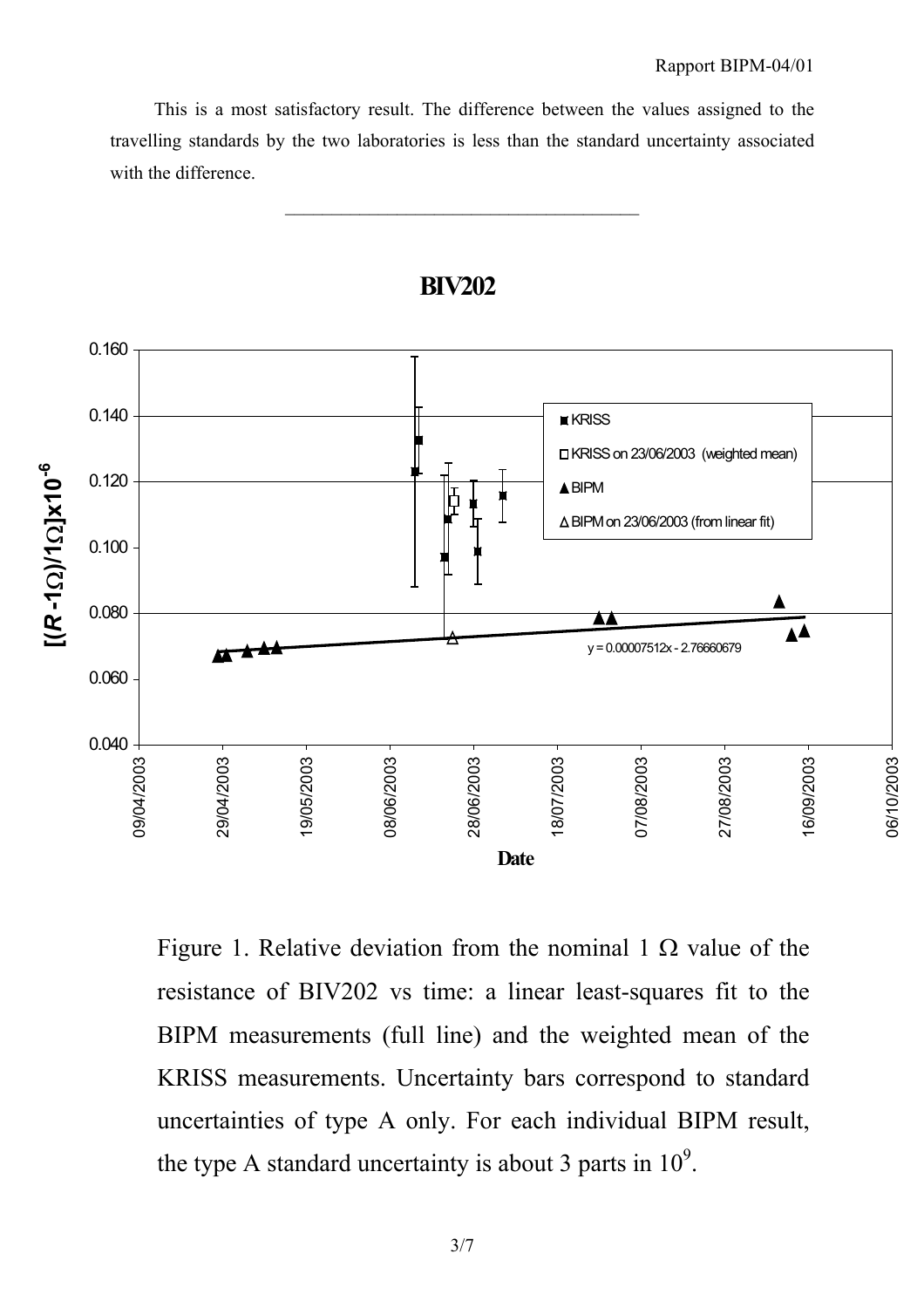This is a most satisfactory result. The difference between the values assigned to the travelling standards by the two laboratories is less than the standard uncertainty associated with the difference.

---

Figure 1. Relative deviation from the nominal 1 Ω value of the resistance of BIV202 vs time: a linear least-squares fit to the BIPM measurements (full line) and the weighted mean of the KRISS measurements. Uncertainty bars correspond to standard uncertainties of type A only. For each individual BIPM result, the type A standard uncertainty is about 3 parts in $10^9$.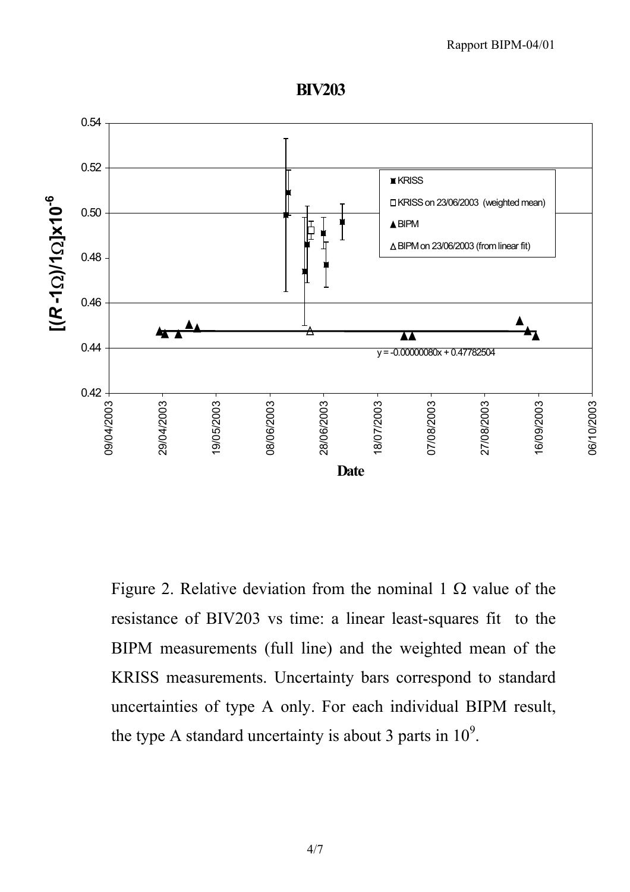Figure 2. Relative deviation from the nominal 1 Ω value of the resistance of BIV203 vs time: a linear least-squares fit to the BIPM measurements (full line) and the weighted mean of the KRISS measurements. Uncertainty bars correspond to standard uncertainties of type A only. For each individual BIPM result, the type A standard uncertainty is about 3 parts in $10^9$.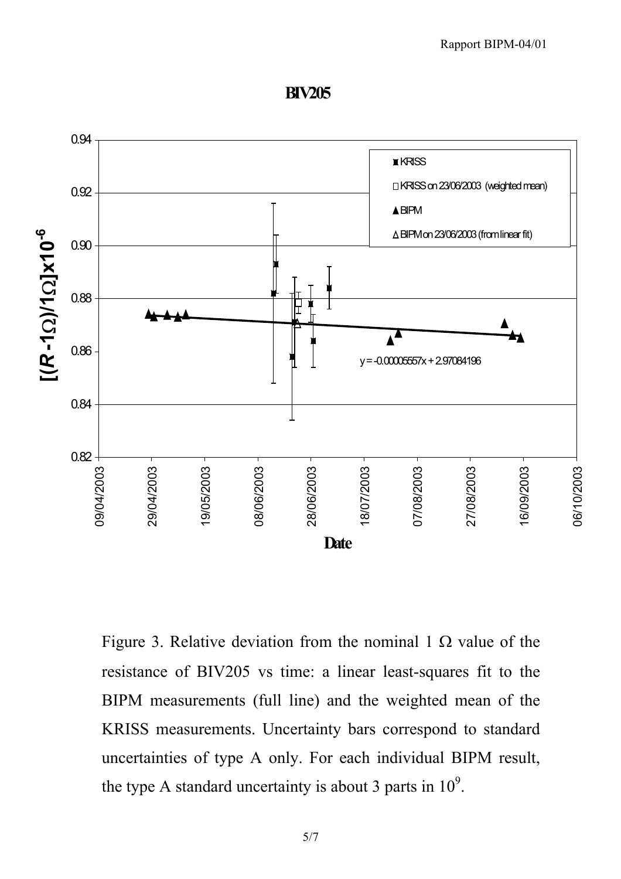Figure 3. Relative deviation from the nominal 1 Ω value of the resistance of BIV205 vs time: a linear least-squares fit to the BIPM measurements (full line) and the weighted mean of the KRISS measurements. Uncertainty bars correspond to standard uncertainties of type A only. For each individual BIPM result, the type A standard uncertainty is about 3 parts in $10^9$.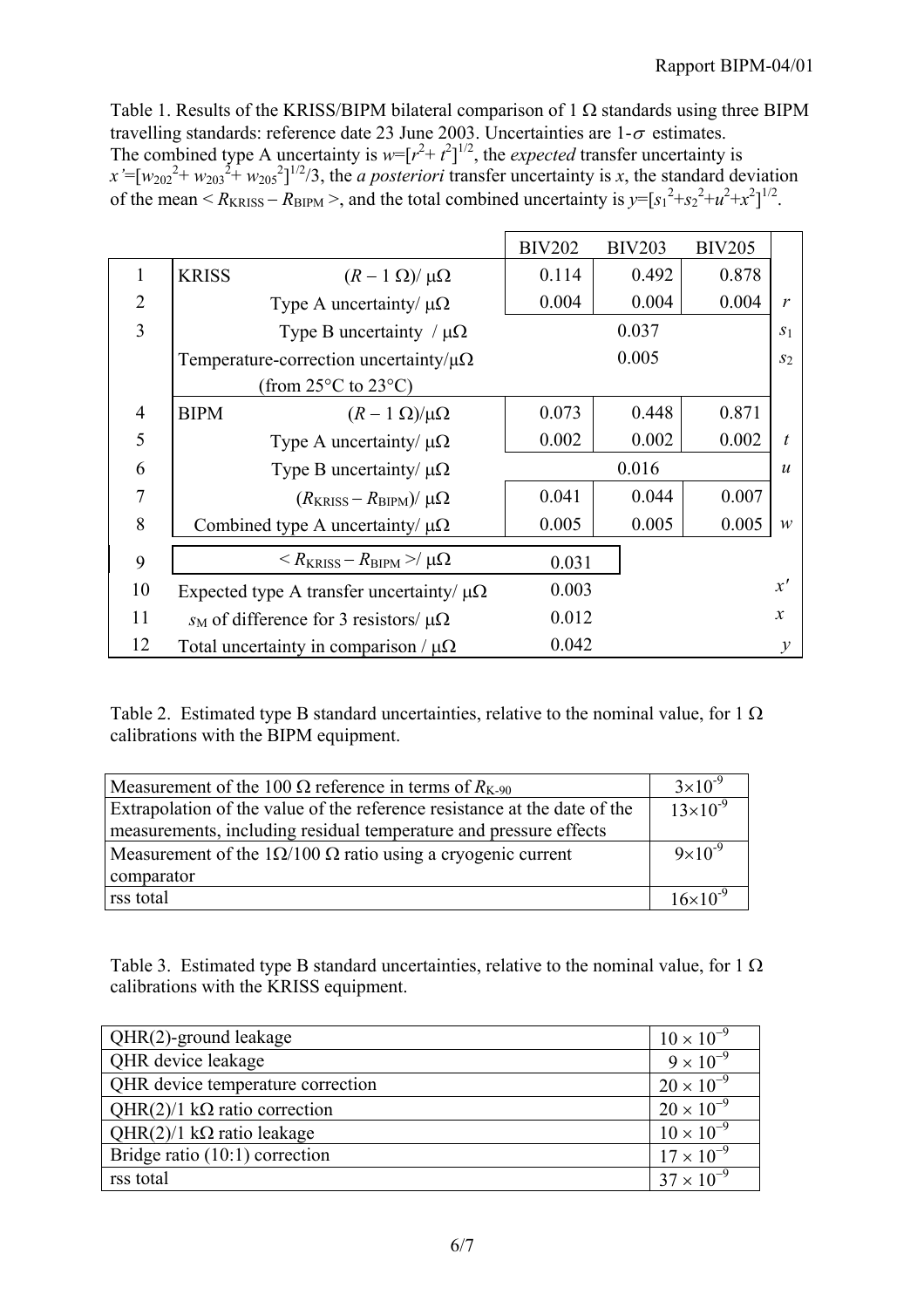Table 1. Results of the KRISS/BIPM bilateral comparison of 1 Ω standards using three BIPM travelling standards: reference date 23 June 2003. Uncertainties are 1-$\sigma$ estimates. The combined type A uncertainty is $w=[r^2+t^2]^{1/2}$, the *expected* transfer uncertainty is $x'=[w_{202}^2+w_{203}^2+w_{205}^2]^{1/2}/3$, the *a posteriori* transfer uncertainty is $x$, the standard deviation of the mean $< R_{\mathrm{KRISS}} - R_{\mathrm{BIPM}} >$, and the total combined uncertainty is $y=[s_1^2+s_2^2+u^2+x^2]^{1/2}$.

| | | | BIV202 | BIV203 | BIV205 | |
|---|---|---|---|---|---|---|
| 1 | KRISS | $(R - 1\ \Omega)/\ \mu\Omega$ | 0.114 | 0.492 | 0.878 | |
| 2 | | Type A uncertainty/ μΩ | 0.004 | 0.004 | 0.004 | $r$ |
| 3 | | Type B uncertainty / μΩ | | 0.037 | | $s_1$ |
| | Temperature-correction uncertainty/μΩ (from 25°C to 23°C) | | | 0.005 | | $s_2$ |
| 4 | BIPM | $(R - 1\ \Omega)/\mu\Omega$ | 0.073 | 0.448 | 0.871 | |
| 5 | | Type A uncertainty/ μΩ | 0.002 | 0.002 | 0.002 | $t$ |
| 6 | | Type B uncertainty/ μΩ | | 0.016 | | $u$ |
| 7 | | $(R_{\mathrm{KRISS}} - R_{\mathrm{BIPM}})/\ \mu\Omega$ | 0.041 | 0.044 | 0.007 | |
| 8 | | Combined type A uncertainty/ μΩ | 0.005 | 0.005 | 0.005 | $w$ |
| 9 | | $< R_{\mathrm{KRISS}} - R_{\mathrm{BIPM}} >/\ \mu\Omega$ | 0.031 | | | |
| 10 | Expected type A transfer uncertainty/ μΩ | | 0.003 | | | $x'$ |
| 11 | $s_{\mathrm{M}}$ of difference for 3 resistors/ μΩ | | 0.012 | | | $x$ |
| 12 | Total uncertainty in comparison / μΩ | | 0.042 | | | $y$ |

Table 2. Estimated type B standard uncertainties, relative to the nominal value, for 1 Ω calibrations with the BIPM equipment.

| | |
|---|---|
| Measurement of the 100 Ω reference in terms of $R_{\mathrm{K\text{-}90}}$ | $3\times10^{-9}$ |
| Extrapolation of the value of the reference resistance at the date of the measurements, including residual temperature and pressure effects | $13\times10^{-9}$ |
| Measurement of the 1Ω/100 Ω ratio using a cryogenic current comparator | $9\times10^{-9}$ |
| rss total | $16\times10^{-9}$ |

Table 3. Estimated type B standard uncertainties, relative to the nominal value, for 1 Ω calibrations with the KRISS equipment.

| | |
|---|---|
| QHR(2)-ground leakage | $10 \times 10^{-9}$ |
| QHR device leakage | $9 \times 10^{-9}$ |
| QHR device temperature correction | $20 \times 10^{-9}$ |
| QHR(2)/1 kΩ ratio correction | $20 \times 10^{-9}$ |
| QHR(2)/1 kΩ ratio leakage | $10 \times 10^{-9}$ |
| Bridge ratio (10:1) correction | $17 \times 10^{-9}$ |
| rss total | $37 \times 10^{-9}$ |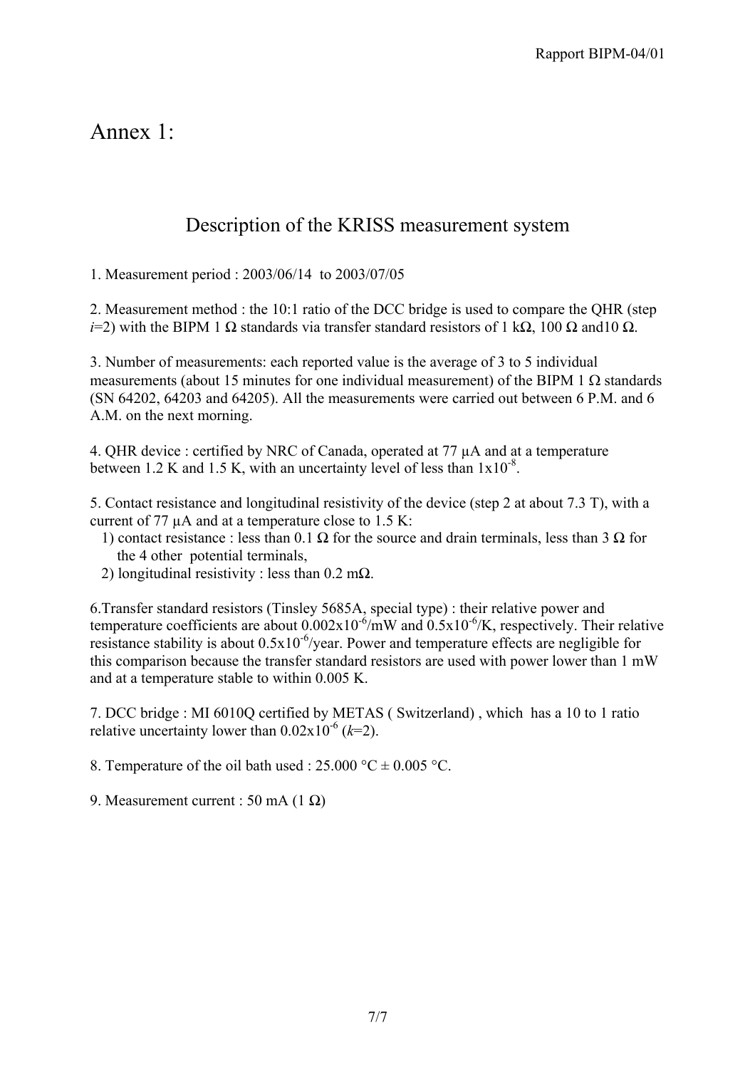# Annex 1:

## Description of the KRISS measurement system

1. Measurement period : 2003/06/14  to 2003/07/05

2. Measurement method : the 10:1 ratio of the DCC bridge is used to compare the QHR (step $i$=2) with the BIPM 1 Ω standards via transfer standard resistors of 1 kΩ, 100 Ω and10 Ω.

3. Number of measurements: each reported value is the average of 3 to 5 individual measurements (about 15 minutes for one individual measurement) of the BIPM 1 Ω standards (SN 64202, 64203 and 64205). All the measurements were carried out between 6 P.M. and 6 A.M. on the next morning.

4. QHR device : certified by NRC of Canada, operated at 77 µA and at a temperature between 1.2 K and 1.5 K, with an uncertainty level of less than $1 \times 10^{-8}$.

5. Contact resistance and longitudinal resistivity of the device (step 2 at about 7.3 T), with a current of 77 µA and at a temperature close to 1.5 K:
   1) contact resistance : less than 0.1 Ω for the source and drain terminals, less than 3 Ω for the 4 other  potential terminals,
   2) longitudinal resistivity : less than 0.2 mΩ.

6.Transfer standard resistors (Tinsley 5685A, special type) : their relative power and temperature coefficients are about $0.002 \times 10^{-6}$/mW and $0.5 \times 10^{-6}$/K, respectively. Their relative resistance stability is about $0.5 \times 10^{-6}$/year. Power and temperature effects are negligible for this comparison because the transfer standard resistors are used with power lower than 1 mW and at a temperature stable to within 0.005 K.

7. DCC bridge : MI 6010Q certified by METAS ( Switzerland) , which  has a 10 to 1 ratio relative uncertainty lower than $0.02 \times 10^{-6}$ ($k$=2).

8. Temperature of the oil bath used : 25.000 °C ± 0.005 °C.

9. Measurement current : 50 mA (1 Ω)